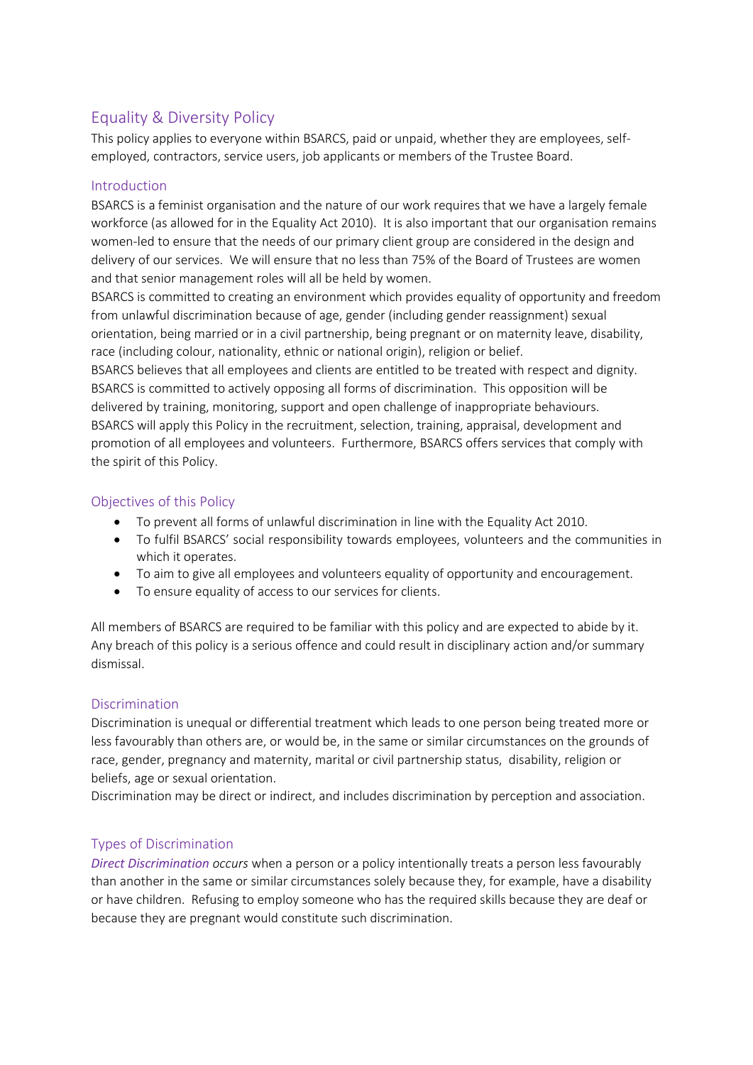# Equality & Diversity Policy

This policy applies to everyone within BSARCS, paid or unpaid, whether they are employees, self-employed, contractors, service users, job applicants or members of the Trustee Board.

## Introduction

BSARCS is a feminist organisation and the nature of our work requires that we have a largely female workforce (as allowed for in the Equality Act 2010). It is also important that our organisation remains women-led to ensure that the needs of our primary client group are considered in the design and delivery of our services. We will ensure that no less than 75% of the Board of Trustees are women and that senior management roles will all be held by women.

BSARCS is committed to creating an environment which provides equality of opportunity and freedom from unlawful discrimination because of age, gender (including gender reassignment) sexual orientation, being married or in a civil partnership, being pregnant or on maternity leave, disability, race (including colour, nationality, ethnic or national origin), religion or belief.

BSARCS believes that all employees and clients are entitled to be treated with respect and dignity.

BSARCS is committed to actively opposing all forms of discrimination. This opposition will be delivered by training, monitoring, support and open challenge of inappropriate behaviours.

BSARCS will apply this Policy in the recruitment, selection, training, appraisal, development and promotion of all employees and volunteers. Furthermore, BSARCS offers services that comply with the spirit of this Policy.

## Objectives of this Policy

- To prevent all forms of unlawful discrimination in line with the Equality Act 2010.
- To fulfil BSARCS' social responsibility towards employees, volunteers and the communities in which it operates.
- To aim to give all employees and volunteers equality of opportunity and encouragement.
- To ensure equality of access to our services for clients.

All members of BSARCS are required to be familiar with this policy and are expected to abide by it. Any breach of this policy is a serious offence and could result in disciplinary action and/or summary dismissal.

## Discrimination

Discrimination is unequal or differential treatment which leads to one person being treated more or less favourably than others are, or would be, in the same or similar circumstances on the grounds of race, gender, pregnancy and maternity, marital or civil partnership status, disability, religion or beliefs, age or sexual orientation.

Discrimination may be direct or indirect, and includes discrimination by perception and association.

## Types of Discrimination

***Direct Discrimination*** *occurs* when a person or a policy intentionally treats a person less favourably than another in the same or similar circumstances solely because they, for example, have a disability or have children. Refusing to employ someone who has the required skills because they are deaf or because they are pregnant would constitute such discrimination.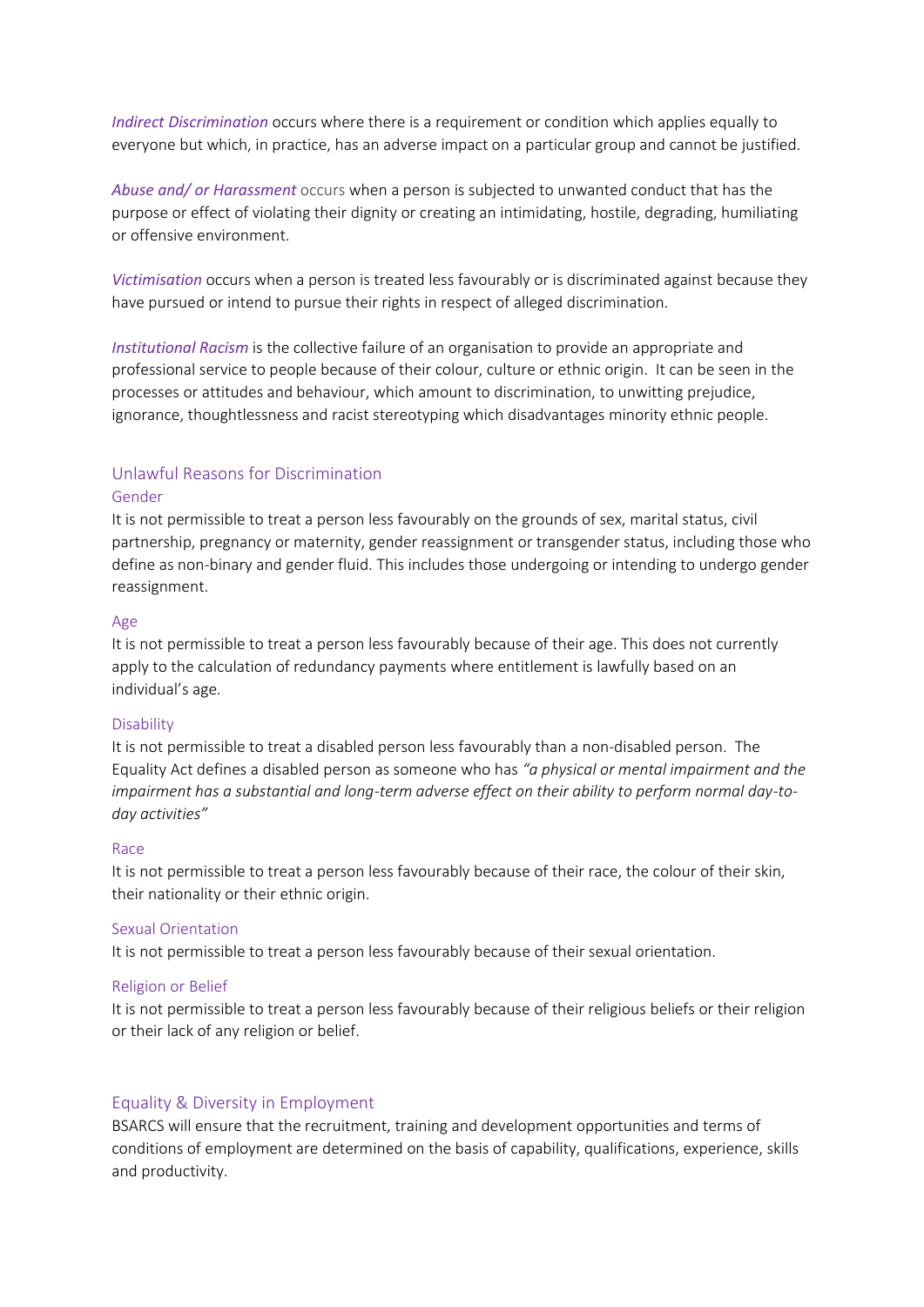*Indirect Discrimination* occurs where there is a requirement or condition which applies equally to everyone but which, in practice, has an adverse impact on a particular group and cannot be justified.

*Abuse and/ or Harassment* occurs when a person is subjected to unwanted conduct that has the purpose or effect of violating their dignity or creating an intimidating, hostile, degrading, humiliating or offensive environment.

*Victimisation* occurs when a person is treated less favourably or is discriminated against because they have pursued or intend to pursue their rights in respect of alleged discrimination.

*Institutional Racism* is the collective failure of an organisation to provide an appropriate and professional service to people because of their colour, culture or ethnic origin. It can be seen in the processes or attitudes and behaviour, which amount to discrimination, to unwitting prejudice, ignorance, thoughtlessness and racist stereotyping which disadvantages minority ethnic people.

## Unlawful Reasons for Discrimination

### Gender

It is not permissible to treat a person less favourably on the grounds of sex, marital status, civil partnership, pregnancy or maternity, gender reassignment or transgender status, including those who define as non-binary and gender fluid. This includes those undergoing or intending to undergo gender reassignment.

### Age

It is not permissible to treat a person less favourably because of their age. This does not currently apply to the calculation of redundancy payments where entitlement is lawfully based on an individual's age.

### Disability

It is not permissible to treat a disabled person less favourably than a non-disabled person. The Equality Act defines a disabled person as someone who has *"a physical or mental impairment and the impairment has a substantial and long-term adverse effect on their ability to perform normal day-to-day activities"*

### Race

It is not permissible to treat a person less favourably because of their race, the colour of their skin, their nationality or their ethnic origin.

### Sexual Orientation

It is not permissible to treat a person less favourably because of their sexual orientation.

### Religion or Belief

It is not permissible to treat a person less favourably because of their religious beliefs or their religion or their lack of any religion or belief.

## Equality & Diversity in Employment

BSARCS will ensure that the recruitment, training and development opportunities and terms of conditions of employment are determined on the basis of capability, qualifications, experience, skills and productivity.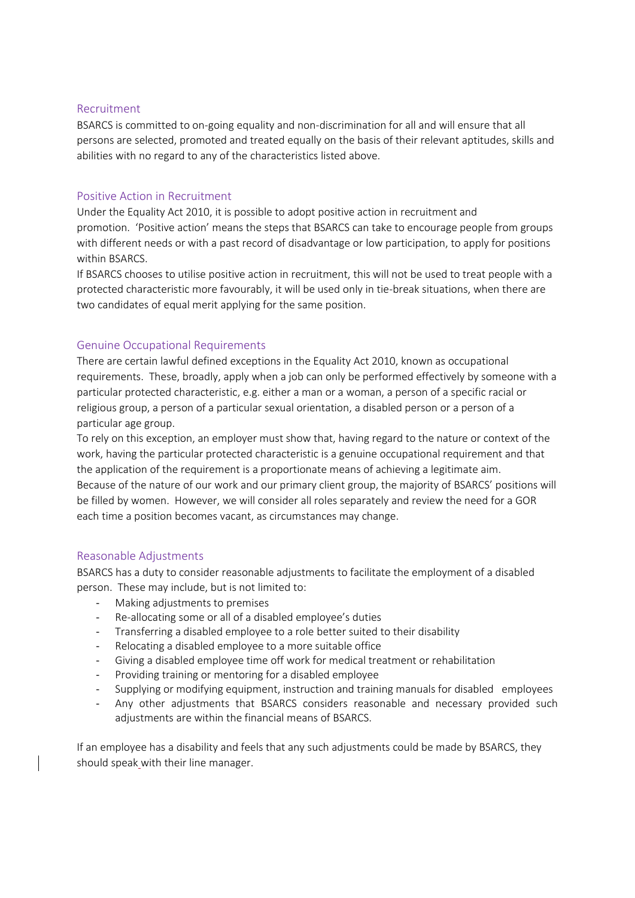## Recruitment

BSARCS is committed to on-going equality and non-discrimination for all and will ensure that all persons are selected, promoted and treated equally on the basis of their relevant aptitudes, skills and abilities with no regard to any of the characteristics listed above.

## Positive Action in Recruitment

Under the Equality Act 2010, it is possible to adopt positive action in recruitment and promotion. 'Positive action' means the steps that BSARCS can take to encourage people from groups with different needs or with a past record of disadvantage or low participation, to apply for positions within BSARCS.

If BSARCS chooses to utilise positive action in recruitment, this will not be used to treat people with a protected characteristic more favourably, it will be used only in tie-break situations, when there are two candidates of equal merit applying for the same position.

## Genuine Occupational Requirements

There are certain lawful defined exceptions in the Equality Act 2010, known as occupational requirements. These, broadly, apply when a job can only be performed effectively by someone with a particular protected characteristic, e.g. either a man or a woman, a person of a specific racial or religious group, a person of a particular sexual orientation, a disabled person or a person of a particular age group.

To rely on this exception, an employer must show that, having regard to the nature or context of the work, having the particular protected characteristic is a genuine occupational requirement and that the application of the requirement is a proportionate means of achieving a legitimate aim.

Because of the nature of our work and our primary client group, the majority of BSARCS' positions will be filled by women. However, we will consider all roles separately and review the need for a GOR each time a position becomes vacant, as circumstances may change.

## Reasonable Adjustments

BSARCS has a duty to consider reasonable adjustments to facilitate the employment of a disabled person. These may include, but is not limited to:

- Making adjustments to premises
- Re-allocating some or all of a disabled employee's duties
- Transferring a disabled employee to a role better suited to their disability
- Relocating a disabled employee to a more suitable office
- Giving a disabled employee time off work for medical treatment or rehabilitation
- Providing training or mentoring for a disabled employee
- Supplying or modifying equipment, instruction and training manuals for disabled employees
- Any other adjustments that BSARCS considers reasonable and necessary provided such adjustments are within the financial means of BSARCS.

If an employee has a disability and feels that any such adjustments could be made by BSARCS, they should speak with their line manager.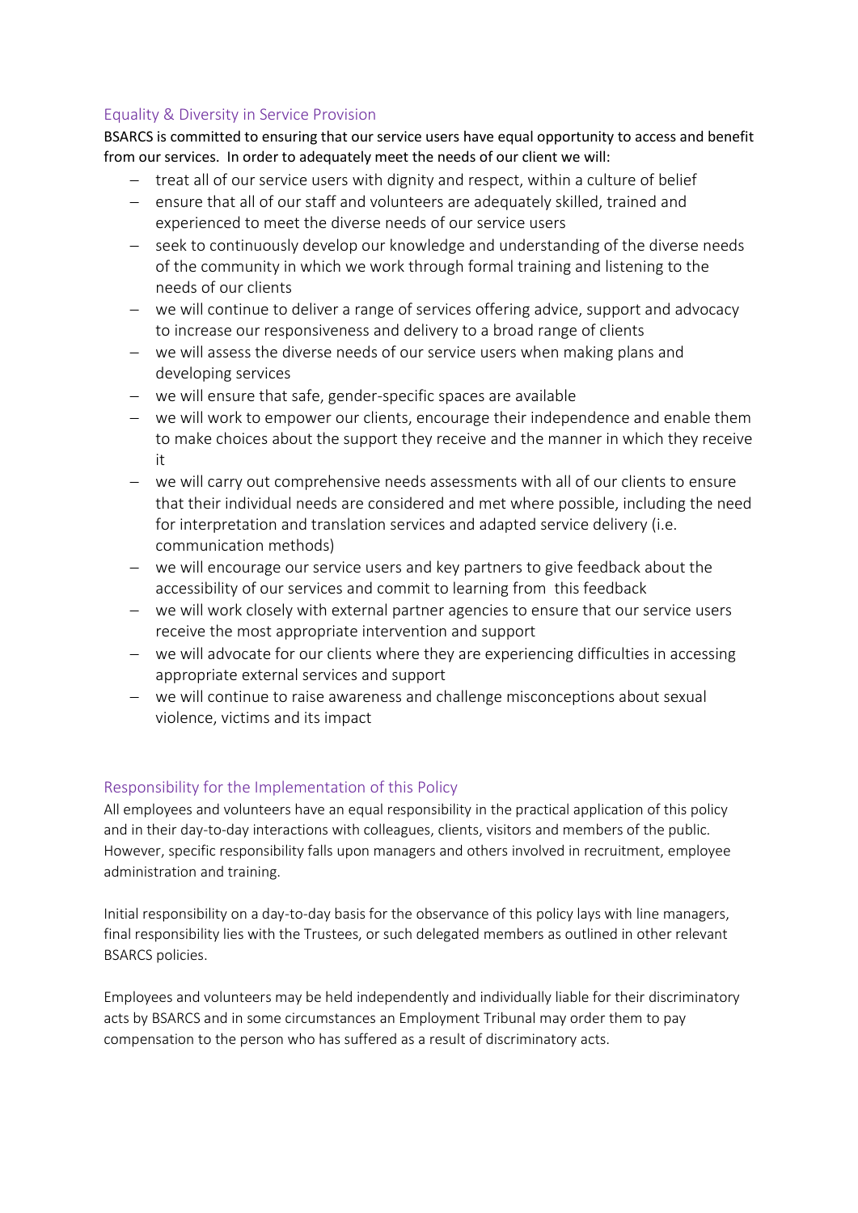## Equality & Diversity in Service Provision

BSARCS is committed to ensuring that our service users have equal opportunity to access and benefit from our services. In order to adequately meet the needs of our client we will:

- treat all of our service users with dignity and respect, within a culture of belief
- ensure that all of our staff and volunteers are adequately skilled, trained and experienced to meet the diverse needs of our service users
- seek to continuously develop our knowledge and understanding of the diverse needs of the community in which we work through formal training and listening to the needs of our clients
- we will continue to deliver a range of services offering advice, support and advocacy to increase our responsiveness and delivery to a broad range of clients
- we will assess the diverse needs of our service users when making plans and developing services
- we will ensure that safe, gender-specific spaces are available
- we will work to empower our clients, encourage their independence and enable them to make choices about the support they receive and the manner in which they receive it
- we will carry out comprehensive needs assessments with all of our clients to ensure that their individual needs are considered and met where possible, including the need for interpretation and translation services and adapted service delivery (i.e. communication methods)
- we will encourage our service users and key partners to give feedback about the accessibility of our services and commit to learning from this feedback
- we will work closely with external partner agencies to ensure that our service users receive the most appropriate intervention and support
- we will advocate for our clients where they are experiencing difficulties in accessing appropriate external services and support
- we will continue to raise awareness and challenge misconceptions about sexual violence, victims and its impact

## Responsibility for the Implementation of this Policy

All employees and volunteers have an equal responsibility in the practical application of this policy and in their day-to-day interactions with colleagues, clients, visitors and members of the public. However, specific responsibility falls upon managers and others involved in recruitment, employee administration and training.

Initial responsibility on a day-to-day basis for the observance of this policy lays with line managers, final responsibility lies with the Trustees, or such delegated members as outlined in other relevant BSARCS policies.

Employees and volunteers may be held independently and individually liable for their discriminatory acts by BSARCS and in some circumstances an Employment Tribunal may order them to pay compensation to the person who has suffered as a result of discriminatory acts.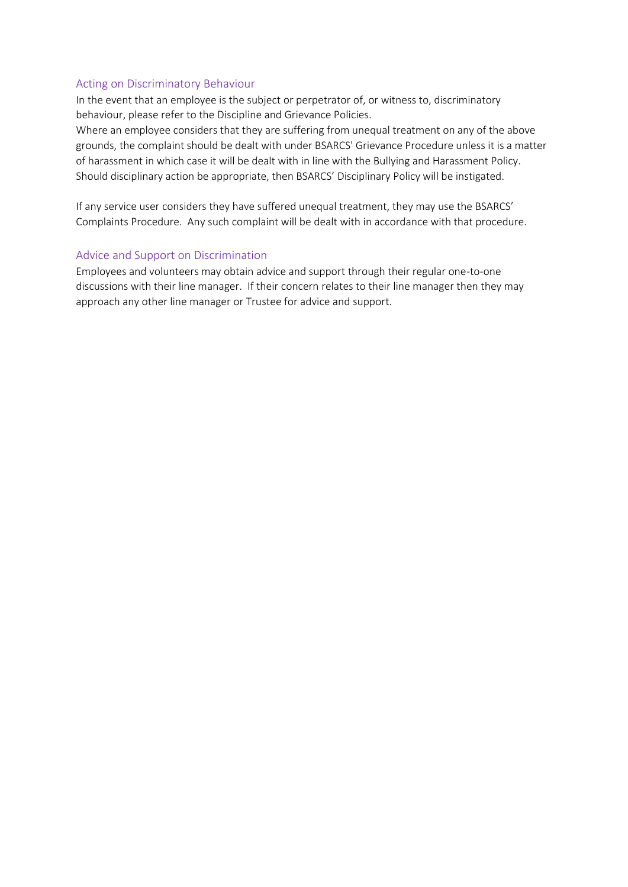## Acting on Discriminatory Behaviour

In the event that an employee is the subject or perpetrator of, or witness to, discriminatory behaviour, please refer to the Discipline and Grievance Policies.
Where an employee considers that they are suffering from unequal treatment on any of the above grounds, the complaint should be dealt with under BSARCS' Grievance Procedure unless it is a matter of harassment in which case it will be dealt with in line with the Bullying and Harassment Policy. Should disciplinary action be appropriate, then BSARCS' Disciplinary Policy will be instigated.

If any service user considers they have suffered unequal treatment, they may use the BSARCS' Complaints Procedure. Any such complaint will be dealt with in accordance with that procedure.

## Advice and Support on Discrimination

Employees and volunteers may obtain advice and support through their regular one-to-one discussions with their line manager. If their concern relates to their line manager then they may approach any other line manager or Trustee for advice and support.